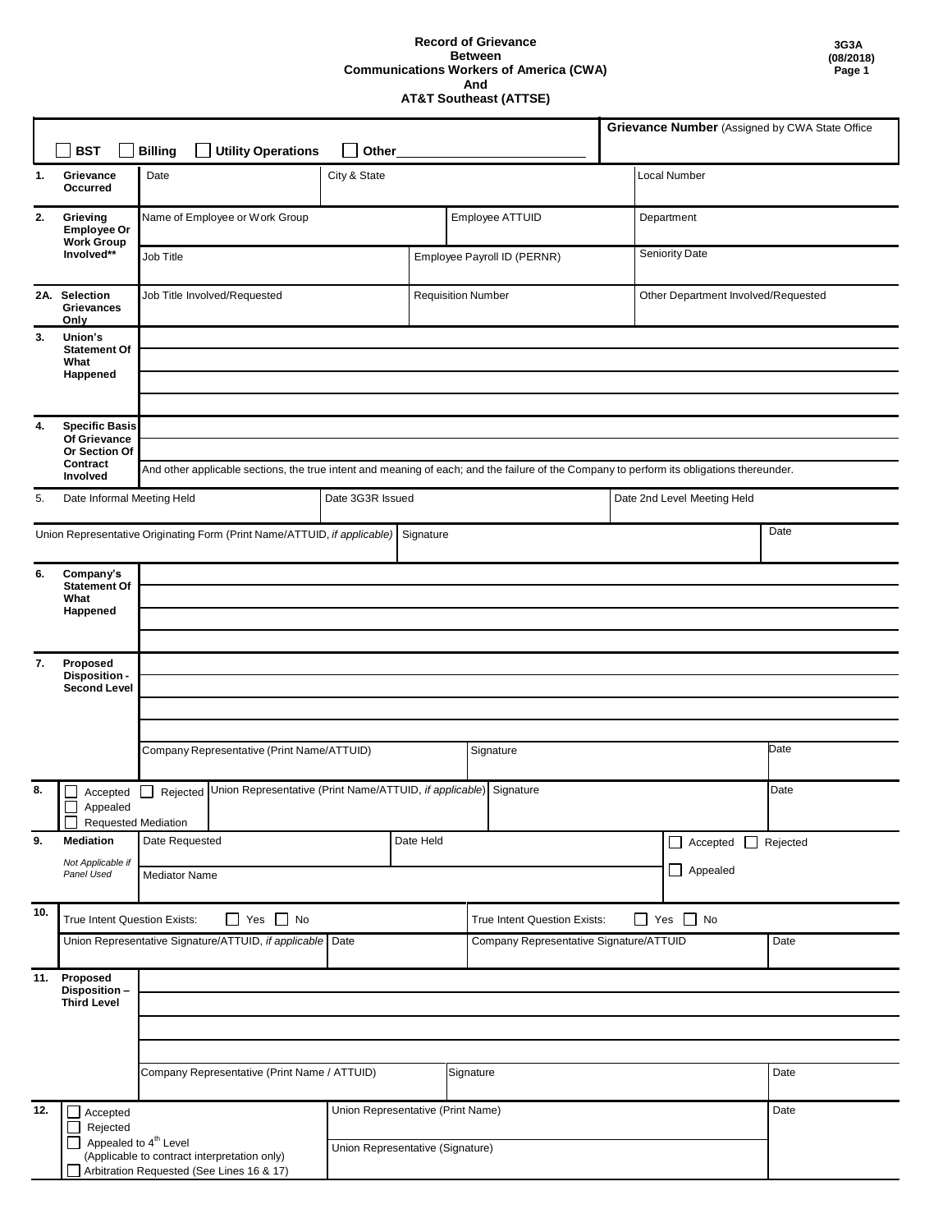# Record of Grievance
## Between
## Communications Workers of America (CWA)
## And
## AT&T Southeast (ATTSE)

3G3A
(08/2018)

| ☐ BST ☐ Billing ☐ Utility Operations ☐ Other__________ | | | | Grievance Number (Assigned by CWA State Office |
|---|---|---|---|---|
| **1. Grievance Occurred** | Date | City & State | | Local Number |
| **2. Grieving Employee Or Work Group Involved**** | Name of Employee or Work Group | | Employee ATTUID | Department |
| | Job Title | Employee Payroll ID (PERNR) | | Seniority Date |
| **2A. Selection Grievances Only** | Job Title Involved/Requested | Requisition Number | | Other Department Involved/Requested |
| **3. Union's Statement Of What Happened** | | | | |
| **4. Specific Basis Of Grievance Or Section Of Contract Involved** | And other applicable sections, the true intent and meaning of each; and the failure of the Company to perform its obligations thereunder. | | | |
| 5. Date Informal Meeting Held | | Date 3G3R Issued | | Date 2nd Level Meeting Held |
| Union Representative Originating Form (Print Name/ATTUID, *if applicable*) | | Signature | | Date |
| **6. Company's Statement Of What Happened** | | | | |
| **7. Proposed Disposition - Second Level** | | | | |
| | Company Representative (Print Name/ATTUID) | Signature | | Date |
| **8.** ☐ Accepted ☐ Rejected ☐ Appealed ☐ Requested Mediation | Union Representative (Print Name/ATTUID, *if applicable*) | Signature | | Date |
| **9. Mediation** *Not Applicable if Panel Used* | Date Requested | Date Held | | ☐ Accepted ☐ Rejected |
| | Mediator Name | | | ☐ Appealed |
| **10.** True Intent Question Exists: ☐ Yes ☐ No | | True Intent Question Exists: ☐ Yes ☐ No | | |
| Union Representative Signature/ATTUID, *if applicable* | Date | Company Representative Signature/ATTUID | | Date |
| **11. Proposed Disposition – Third Level** | | | | |
| | Company Representative (Print Name / ATTUID) | Signature | | Date |
| **12.** ☐ Accepted ☐ Rejected ☐ Appealed to 4th Level (Applicable to contract interpretation only) ☐ Arbitration Requested (See Lines 16 & 17) | Union Representative (Print Name) | | | Date |
| | Union Representative (Signature) | | | |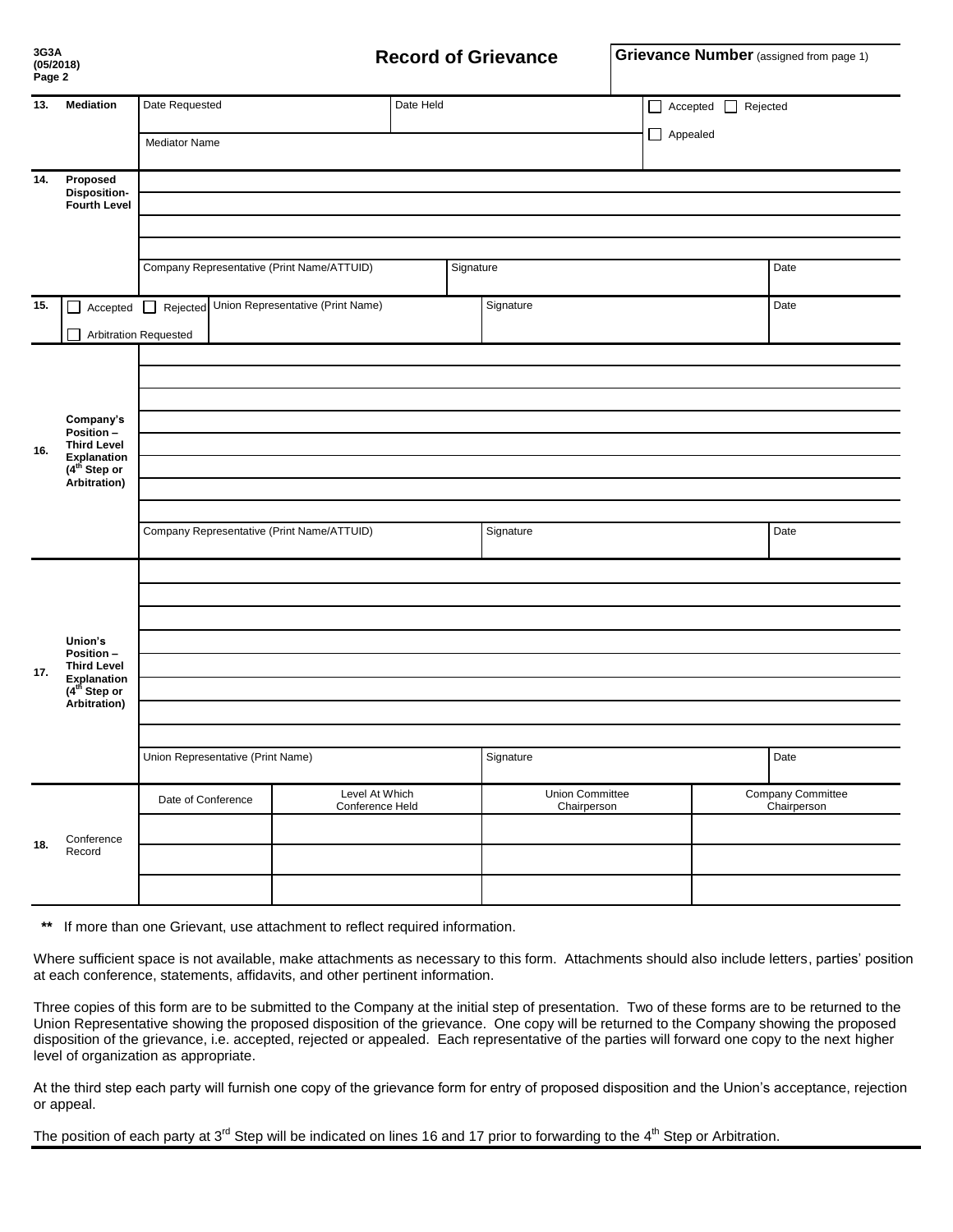3G3A
(05/2018)
Page 2

# Record of Grievance

**Grievance Number** (assigned from page 1)

| | | | | |
|---|---|---|---|---|
| **13.** | **Mediation** | Date Requested | Date Held | ☐ Accepted ☐ Rejected |
| | | Mediator Name | | ☐ Appealed |

| | | | | |
|---|---|---|---|---|
| **14.** | **Proposed Disposition- Fourth Level** | | | |
| | | Company Representative (Print Name/ATTUID) | Signature | Date |

| | | | | |
|---|---|---|---|---|
| **15.** | ☐ Accepted ☐ Rejected ☐ Arbitration Requested | Union Representative (Print Name) | Signature | Date |

| | | | | |
|---|---|---|---|---|
| **16.** | **Company's Position – Third Level Explanation (4th Step or Arbitration)** | | | |
| | | Company Representative (Print Name/ATTUID) | Signature | Date |

| | | | | |
|---|---|---|---|---|
| **17.** | **Union's Position – Third Level Explanation (4th Step or Arbitration)** | | | |
| | | Union Representative (Print Name) | Signature | Date |

| | | | | | |
|---|---|---|---|---|---|
| **18.** | Conference Record | Date of Conference | Level At Which Conference Held | Union Committee Chairperson | Company Committee Chairperson |
| | | | | | |
| | | | | | |
| | | | | | |

** If more than one Grievant, use attachment to reflect required information.

Where sufficient space is not available, make attachments as necessary to this form. Attachments should also include letters, parties' position at each conference, statements, affidavits, and other pertinent information.

Three copies of this form are to be submitted to the Company at the initial step of presentation. Two of these forms are to be returned to the Union Representative showing the proposed disposition of the grievance. One copy will be returned to the Company showing the proposed disposition of the grievance, i.e. accepted, rejected or appealed. Each representative of the parties will forward one copy to the next higher level of organization as appropriate.

At the third step each party will furnish one copy of the grievance form for entry of proposed disposition and the Union's acceptance, rejection or appeal.

The position of each party at 3rd Step will be indicated on lines 16 and 17 prior to forwarding to the 4th Step or Arbitration.